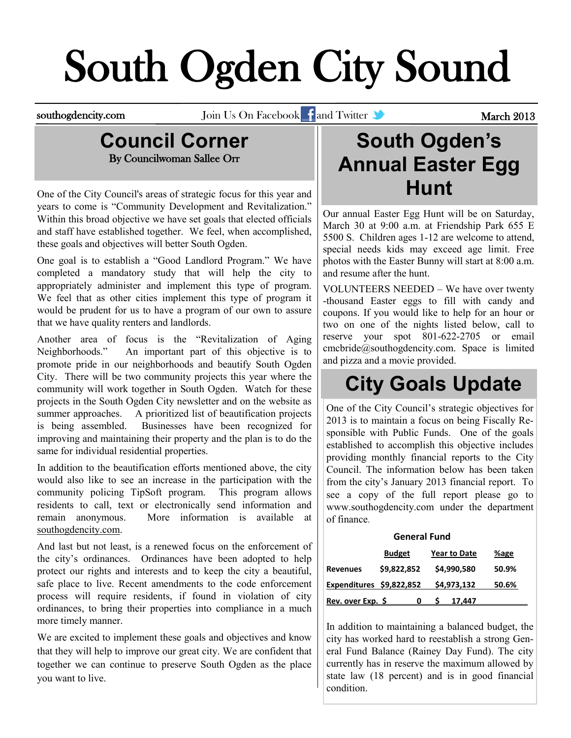# South Ogden City Sound

southogdencity.com Join Us On Facebook and Twitter March 2013

## Council Corner

By Councilwoman Sallee Orr

One of the City Council's areas of strategic focus for this year and years to come is "Community Development and Revitalization." Within this broad objective we have set goals that elected officials and staff have established together. We feel, when accomplished, these goals and objectives will better South Ogden.

One goal is to establish a "Good Landlord Program." We have completed a mandatory study that will help the city to appropriately administer and implement this type of program. We feel that as other cities implement this type of program it would be prudent for us to have a program of our own to assure that we have quality renters and landlords.

Another area of focus is the "Revitalization of Aging Neighborhoods." An important part of this objective is to promote pride in our neighborhoods and beautify South Ogden City. There will be two community projects this year where the community will work together in South Ogden. Watch for these projects in the South Ogden City newsletter and on the website as summer approaches. A prioritized list of beautification projects is being assembled. Businesses have been recognized for improving and maintaining their property and the plan is to do the same for individual residential properties.

In addition to the beautification efforts mentioned above, the city would also like to see an increase in the participation with the community policing TipSoft program. This program allows residents to call, text or electronically send information and remain anonymous. More information is available at southogdencity.com.

And last but not least, is a renewed focus on the enforcement of the city's ordinances. Ordinances have been adopted to help protect our rights and interests and to keep the city a beautiful, safe place to live. Recent amendments to the code enforcement process will require residents, if found in violation of city ordinances, to bring their properties into compliance in a much more timely manner.

We are excited to implement these goals and objectives and know that they will help to improve our great city. We are confident that together we can continue to preserve South Ogden as the place you want to live.

## South Ogden's Annual Easter Egg Hunt

Our annual Easter Egg Hunt will be on Saturday, March 30 at 9:00 a.m. at Friendship Park 655 E 5500 S. Children ages 1-12 are welcome to attend, special needs kids may exceed age limit. Free photos with the Easter Bunny will start at 8:00 a.m. and resume after the hunt.

VOLUNTEERS NEEDED – We have over twenty-thousand Easter eggs to fill with candy and coupons. If you would like to help for an hour or two on one of the nights listed below, call to reserve your spot 801-622-2705 or email cmcbride@southogdencity.com. Space is limited and pizza and a movie provided.

## City Goals Update

One of the City Council's strategic objectives for 2013 is to maintain a focus on being Fiscally Responsible with Public Funds. One of the goals established to accomplish this objective includes providing monthly financial reports to the City Council. The information below has been taken from the city's January 2013 financial report. To see a copy of the full report please go to www.southogdencity.com under the department of finance.

**General Fund**

| | Budget | Year to Date | %age |
|---|---|---|---|
| **Revenues** | $9,822,852 | $4,990,580 | 50.9% |
| **Expenditures** | $9,822,852 | $4,973,132 | 50.6% |
| **Rev. over Exp.** | $ 0 | $ 17,447 | |

In addition to maintaining a balanced budget, the city has worked hard to reestablish a strong General Fund Balance (Rainey Day Fund). The city currently has in reserve the maximum allowed by state law (18 percent) and is in good financial condition.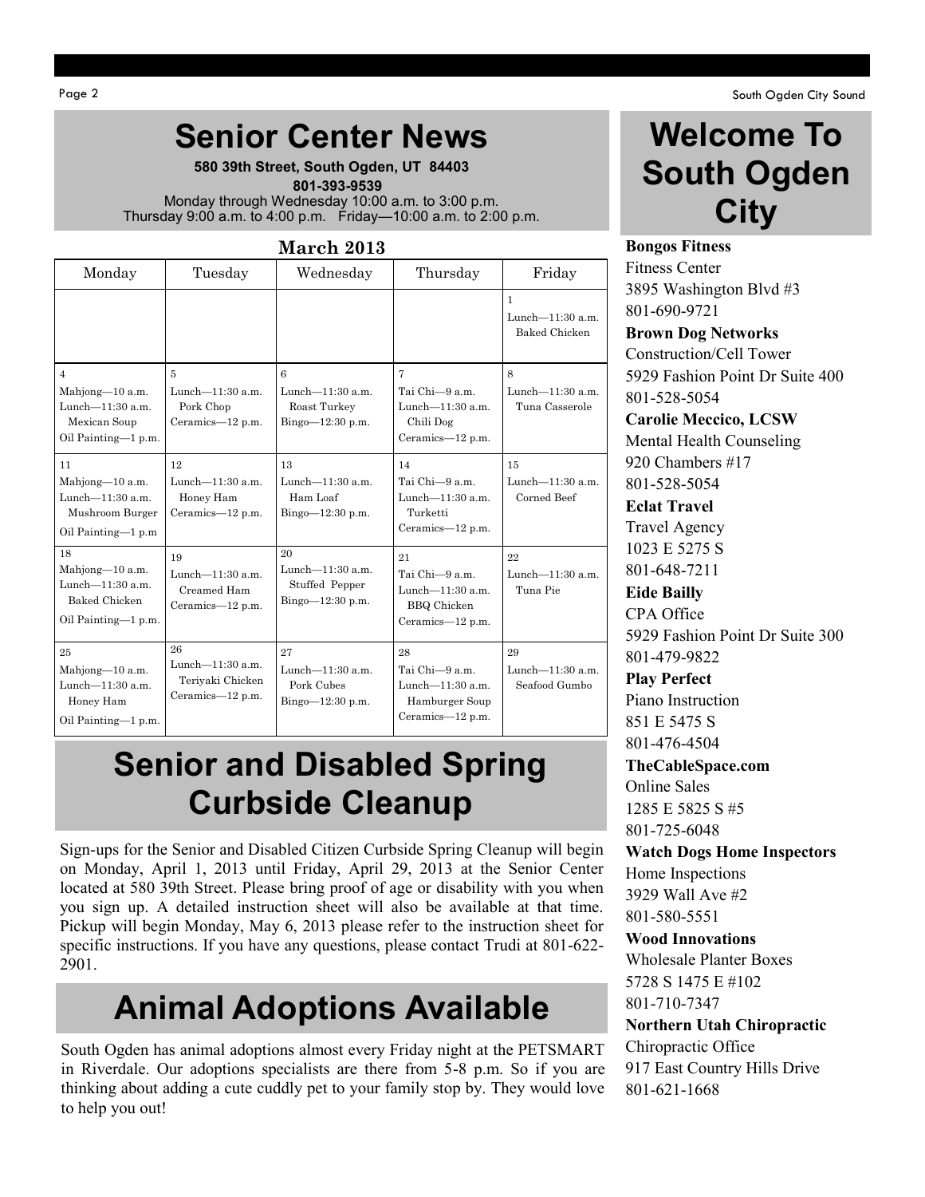# Senior Center News

**580 39th Street, South Ogden, UT 84403**
**801-393-9539**
Monday through Wednesday 10:00 a.m. to 3:00 p.m.
Thursday 9:00 a.m. to 4:00 p.m. Friday—10:00 a.m. to 2:00 p.m.

**March 2013**

| Monday | Tuesday | Wednesday | Thursday | Friday |
|---|---|---|---|---|
| | | | | 1<br>Lunch—11:30 a.m.<br>Baked Chicken |
| 4<br>Mahjong—10 a.m.<br>Lunch—11:30 a.m.<br>Mexican Soup<br>Oil Painting—1 p.m. | 5<br>Lunch—11:30 a.m.<br>Pork Chop<br>Ceramics—12 p.m. | 6<br>Lunch—11:30 a.m.<br>Roast Turkey<br>Bingo—12:30 p.m. | 7<br>Tai Chi—9 a.m.<br>Lunch—11:30 a.m.<br>Chili Dog<br>Ceramics—12 p.m. | 8<br>Lunch—11:30 a.m.<br>Tuna Casserole |
| 11<br>Mahjong—10 a.m.<br>Lunch—11:30 a.m.<br>Mushroom Burger<br>Oil Painting—1 p.m | 12<br>Lunch—11:30 a.m.<br>Honey Ham<br>Ceramics—12 p.m. | 13<br>Lunch—11:30 a.m.<br>Ham Loaf<br>Bingo—12:30 p.m. | 14<br>Tai Chi—9 a.m.<br>Lunch—11:30 a.m.<br>Turketti<br>Ceramics—12 p.m. | 15<br>Lunch—11:30 a.m.<br>Corned Beef |
| 18<br>Mahjong—10 a.m.<br>Lunch—11:30 a.m.<br>Baked Chicken<br>Oil Painting—1 p.m. | 19<br>Lunch—11:30 a.m.<br>Creamed Ham<br>Ceramics—12 p.m. | 20<br>Lunch—11:30 a.m.<br>Stuffed Pepper<br>Bingo—12:30 p.m. | 21<br>Tai Chi—9 a.m.<br>Lunch—11:30 a.m.<br>BBQ Chicken<br>Ceramics—12 p.m. | 22<br>Lunch—11:30 a.m.<br>Tuna Pie |
| 25<br>Mahjong—10 a.m.<br>Lunch—11:30 a.m.<br>Honey Ham<br>Oil Painting—1 p.m. | 26<br>Lunch—11:30 a.m.<br>Teriyaki Chicken<br>Ceramics—12 p.m. | 27<br>Lunch—11:30 a.m.<br>Pork Cubes<br>Bingo—12:30 p.m. | 28<br>Tai Chi—9 a.m.<br>Lunch—11:30 a.m.<br>Hamburger Soup<br>Ceramics—12 p.m. | 29<br>Lunch—11:30 a.m.<br>Seafood Gumbo |

# Senior and Disabled Spring Curbside Cleanup

Sign-ups for the Senior and Disabled Citizen Curbside Spring Cleanup will begin on Monday, April 1, 2013 until Friday, April 29, 2013 at the Senior Center located at 580 39th Street. Please bring proof of age or disability with you when you sign up. A detailed instruction sheet will also be available at that time. Pickup will begin Monday, May 6, 2013 please refer to the instruction sheet for specific instructions. If you have any questions, please contact Trudi at 801-622-2901.

# Animal Adoptions Available

South Ogden has animal adoptions almost every Friday night at the PETSMART in Riverdale. Our adoptions specialists are there from 5-8 p.m. So if you are thinking about adding a cute cuddly pet to your family stop by. They would love to help you out!

# Welcome To South Ogden City

**Bongos Fitness**
Fitness Center
3895 Washington Blvd #3
801-690-9721

**Brown Dog Networks**
Construction/Cell Tower
5929 Fashion Point Dr Suite 400
801-528-5054

**Carolie Meccico, LCSW**
Mental Health Counseling
920 Chambers #17
801-528-5054

**Eclat Travel**
Travel Agency
1023 E 5275 S
801-648-7211

**Eide Bailly**
CPA Office
5929 Fashion Point Dr Suite 300
801-479-9822

**Play Perfect**
Piano Instruction
851 E 5475 S
801-476-4504

**TheCableSpace.com**
Online Sales
1285 E 5825 S #5
801-725-6048

**Watch Dogs Home Inspectors**
Home Inspections
3929 Wall Ave #2
801-580-5551

**Wood Innovations**
Wholesale Planter Boxes
5728 S 1475 E #102
801-710-7347

**Northern Utah Chiropractic**
Chiropractic Office
917 East Country Hills Drive
801-621-1668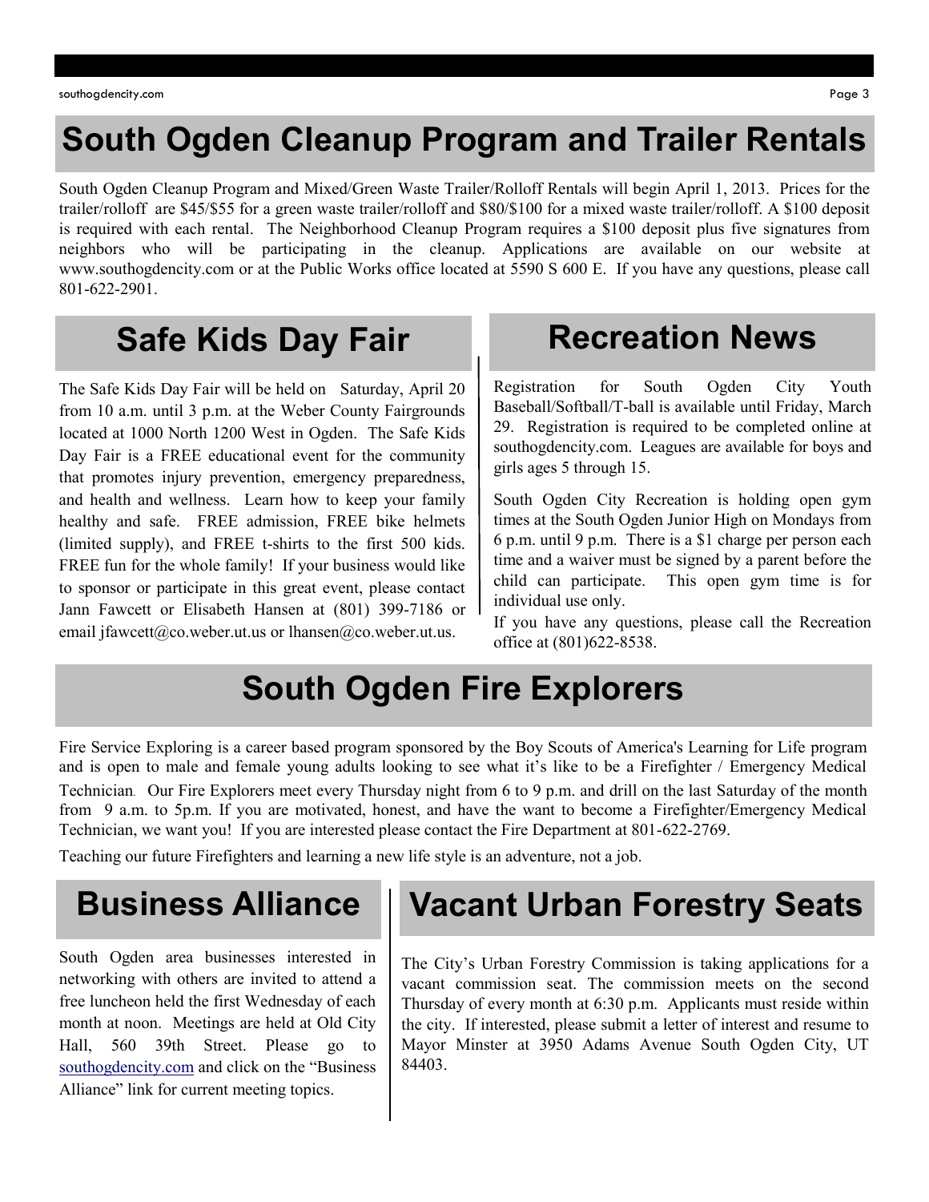# South Ogden Cleanup Program and Trailer Rentals

South Ogden Cleanup Program and Mixed/Green Waste Trailer/Rolloff Rentals will begin April 1, 2013. Prices for the trailer/rolloff are $45/$55 for a green waste trailer/rolloff and $80/$100 for a mixed waste trailer/rolloff. A $100 deposit is required with each rental. The Neighborhood Cleanup Program requires a $100 deposit plus five signatures from neighbors who will be participating in the cleanup. Applications are available on our website at www.southogdencity.com or at the Public Works office located at 5590 S 600 E. If you have any questions, please call 801-622-2901.

# Safe Kids Day Fair

The Safe Kids Day Fair will be held on Saturday, April 20 from 10 a.m. until 3 p.m. at the Weber County Fairgrounds located at 1000 North 1200 West in Ogden. The Safe Kids Day Fair is a FREE educational event for the community that promotes injury prevention, emergency preparedness, and health and wellness. Learn how to keep your family healthy and safe. FREE admission, FREE bike helmets (limited supply), and FREE t-shirts to the first 500 kids. FREE fun for the whole family! If your business would like to sponsor or participate in this great event, please contact Jann Fawcett or Elisabeth Hansen at (801) 399-7186 or email jfawcett@co.weber.ut.us or lhansen@co.weber.ut.us.

# Recreation News

Registration for South Ogden City Youth Baseball/Softball/T-ball is available until Friday, March 29. Registration is required to be completed online at southogdencity.com. Leagues are available for boys and girls ages 5 through 15.

South Ogden City Recreation is holding open gym times at the South Ogden Junior High on Mondays from 6 p.m. until 9 p.m. There is a $1 charge per person each time and a waiver must be signed by a parent before the child can participate. This open gym time is for individual use only.

If you have any questions, please call the Recreation office at (801)622-8538.

# South Ogden Fire Explorers

Fire Service Exploring is a career based program sponsored by the Boy Scouts of America's Learning for Life program and is open to male and female young adults looking to see what it's like to be a Firefighter / Emergency Medical Technician. Our Fire Explorers meet every Thursday night from 6 to 9 p.m. and drill on the last Saturday of the month from 9 a.m. to 5p.m. If you are motivated, honest, and have the want to become a Firefighter/Emergency Medical Technician, we want you! If you are interested please contact the Fire Department at 801-622-2769.

Teaching our future Firefighters and learning a new life style is an adventure, not a job.

# Business Alliance

South Ogden area businesses interested in networking with others are invited to attend a free luncheon held the first Wednesday of each month at noon. Meetings are held at Old City Hall, 560 39th Street. Please go to southogdencity.com and click on the "Business Alliance" link for current meeting topics.

# Vacant Urban Forestry Seats

The City's Urban Forestry Commission is taking applications for a vacant commission seat. The commission meets on the second Thursday of every month at 6:30 p.m. Applicants must reside within the city. If interested, please submit a letter of interest and resume to Mayor Minster at 3950 Adams Avenue South Ogden City, UT 84403.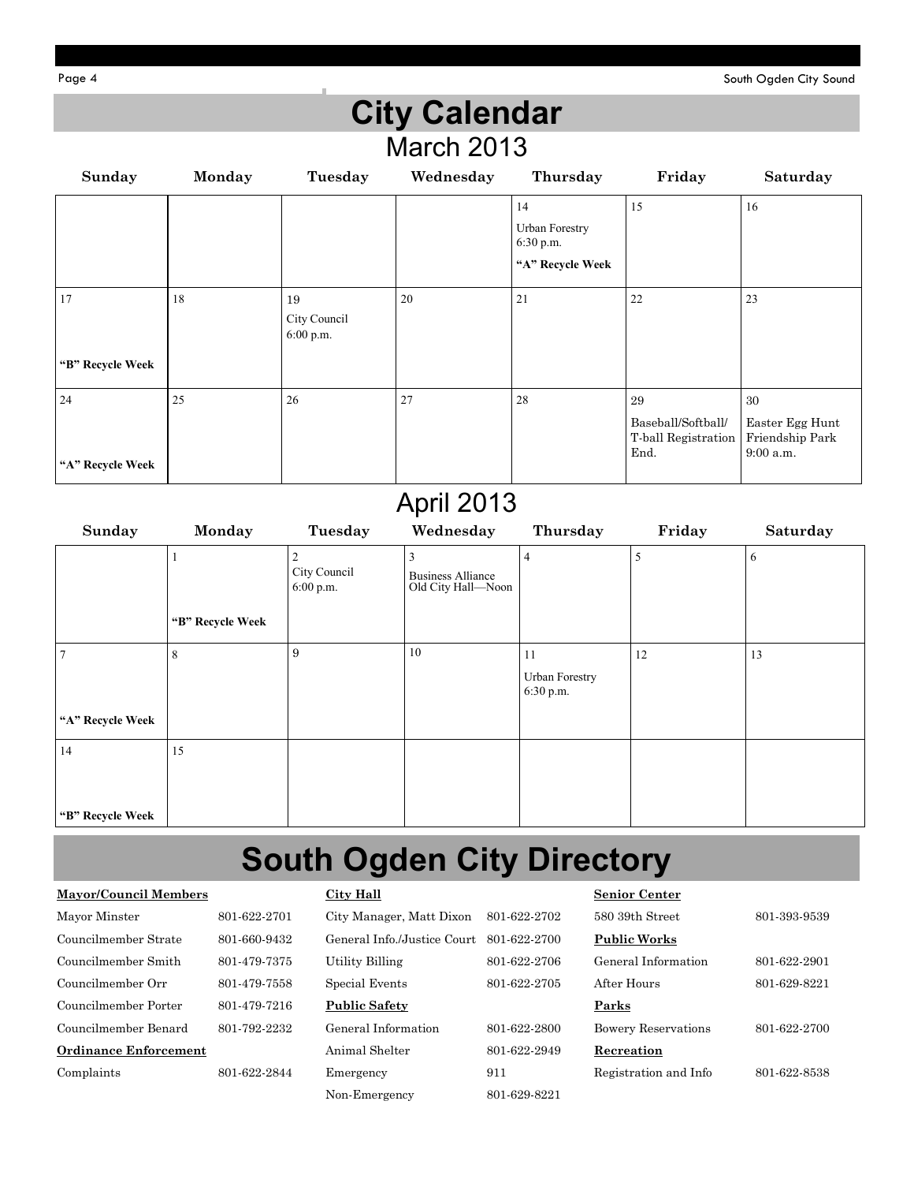# City Calendar

## March 2013

| Sunday | Monday | Tuesday | Wednesday | Thursday | Friday | Saturday |
|---|---|---|---|---|---|---|
| | | | | 14<br>Urban Forestry<br>6:30 p.m.<br>**"A" Recycle Week** | 15 | 16 |
| 17<br>**"B" Recycle Week** | 18 | 19<br>City Council<br>6:00 p.m. | 20 | 21 | 22 | 23 |
| 24<br>**"A" Recycle Week** | 25 | 26 | 27 | 28 | 29<br>Baseball/Softball/<br>T-ball Registration<br>End. | 30<br>Easter Egg Hunt<br>Friendship Park<br>9:00 a.m. |

## April 2013

| Sunday | Monday | Tuesday | Wednesday | Thursday | Friday | Saturday |
|---|---|---|---|---|---|---|
| | 1<br>**"B" Recycle Week** | 2<br>City Council<br>6:00 p.m. | 3<br>Business Alliance<br>Old City Hall—Noon | 4 | 5 | 6 |
| 7<br>**"A" Recycle Week** | 8 | 9 | 10 | 11<br>Urban Forestry<br>6:30 p.m. | 12 | 13 |
| 14<br>**"B" Recycle Week** | 15 | | | | | |

# South Ogden City Directory

**Mayor/Council Members**

| | |
|---|---|
| Mayor Minster | 801-622-2701 |
| Councilmember Strate | 801-660-9432 |
| Councilmember Smith | 801-479-7375 |
| Councilmember Orr | 801-479-7558 |
| Councilmember Porter | 801-479-7216 |
| Councilmember Benard | 801-792-2232 |

**Ordinance Enforcement**

| | |
|---|---|
| Complaints | 801-622-2844 |

**City Hall**

| | |
|---|---|
| City Manager, Matt Dixon | 801-622-2702 |
| General Info./Justice Court | 801-622-2700 |
| Utility Billing | 801-622-2706 |
| Special Events | 801-622-2705 |

**Public Safety**

| | |
|---|---|
| General Information | 801-622-2800 |
| Animal Shelter | 801-622-2949 |
| Emergency | 911 |
| Non-Emergency | 801-629-8221 |

**Senior Center**

| | |
|---|---|
| 580 39th Street | 801-393-9539 |

**Public Works**

| | |
|---|---|
| General Information | 801-622-2901 |
| After Hours | 801-629-8221 |

**Parks**

| | |
|---|---|
| Bowery Reservations | 801-622-2700 |

**Recreation**

| | |
|---|---|
| Registration and Info | 801-622-8538 |